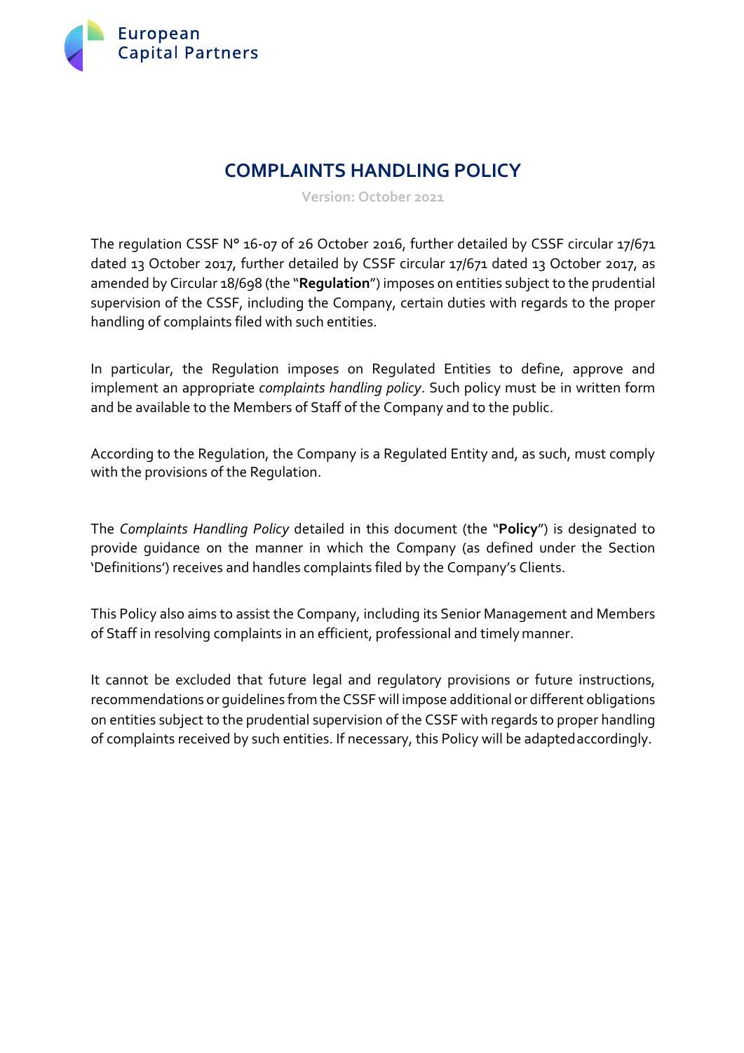European Capital Partners

# COMPLAINTS HANDLING POLICY

Version: October 2021

The regulation CSSF N° 16-07 of 26 October 2016, further detailed by CSSF circular 17/671 dated 13 October 2017, further detailed by CSSF circular 17/671 dated 13 October 2017, as amended by Circular 18/698 (the "**Regulation**") imposes on entities subject to the prudential supervision of the CSSF, including the Company, certain duties with regards to the proper handling of complaints filed with such entities.

In particular, the Regulation imposes on Regulated Entities to define, approve and implement an appropriate *complaints handling policy*. Such policy must be in written form and be available to the Members of Staff of the Company and to the public.

According to the Regulation, the Company is a Regulated Entity and, as such, must comply with the provisions of the Regulation.

The *Complaints Handling Policy* detailed in this document (the "**Policy**") is designated to provide guidance on the manner in which the Company (as defined under the Section 'Definitions') receives and handles complaints filed by the Company's Clients.

This Policy also aims to assist the Company, including its Senior Management and Members of Staff in resolving complaints in an efficient, professional and timely manner.

It cannot be excluded that future legal and regulatory provisions or future instructions, recommendations or guidelines from the CSSF will impose additional or different obligations on entities subject to the prudential supervision of the CSSF with regards to proper handling of complaints received by such entities. If necessary, this Policy will be adapted accordingly.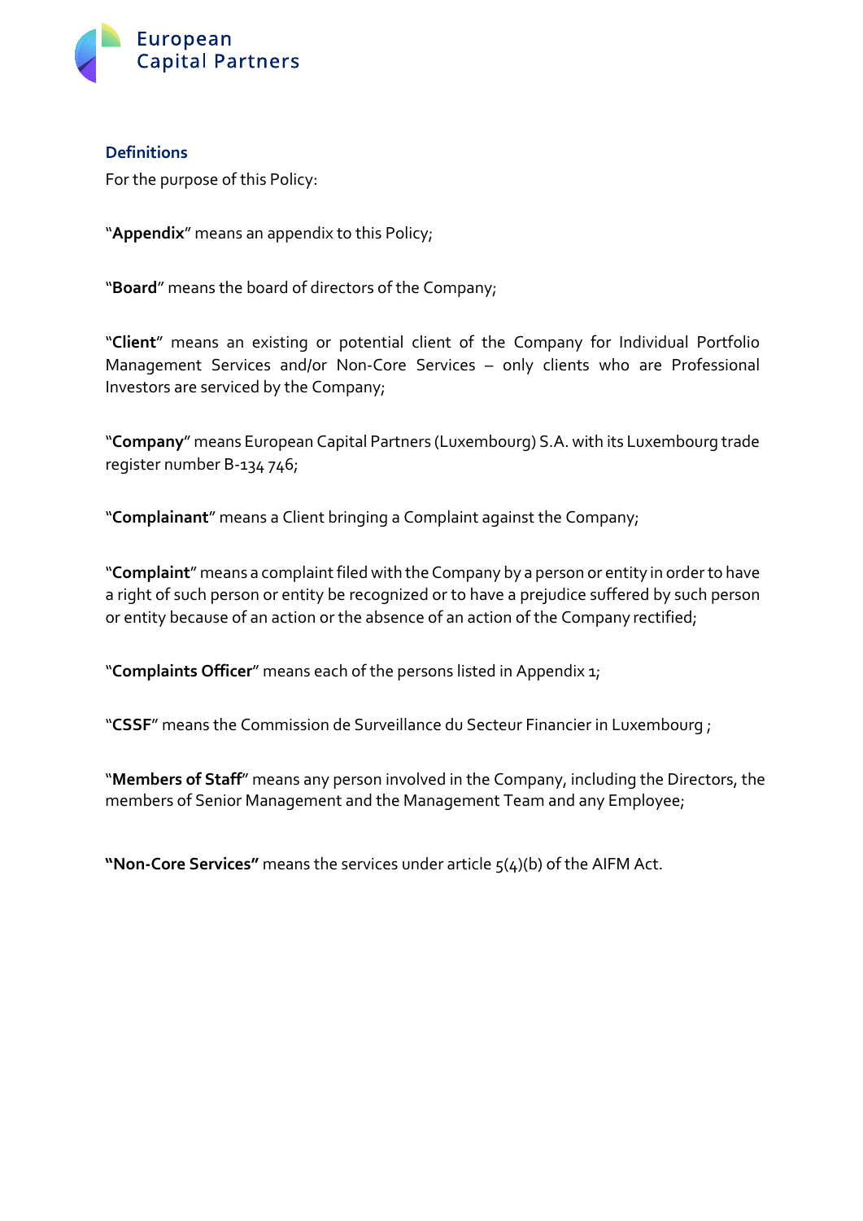## Definitions

For the purpose of this Policy:

"**Appendix**" means an appendix to this Policy;

"**Board**" means the board of directors of the Company;

"**Client**" means an existing or potential client of the Company for Individual Portfolio Management Services and/or Non-Core Services – only clients who are Professional Investors are serviced by the Company;

"**Company**" means European Capital Partners (Luxembourg) S.A. with its Luxembourg trade register number B-134 746;

"**Complainant**" means a Client bringing a Complaint against the Company;

"**Complaint**" means a complaint filed with the Company by a person or entity in order to have a right of such person or entity be recognized or to have a prejudice suffered by such person or entity because of an action or the absence of an action of the Company rectified;

"**Complaints Officer**" means each of the persons listed in Appendix 1;

"**CSSF**" means the Commission de Surveillance du Secteur Financier in Luxembourg ;

"**Members of Staff**" means any person involved in the Company, including the Directors, the members of Senior Management and the Management Team and any Employee;

**"Non-Core Services"** means the services under article 5(4)(b) of the AIFM Act.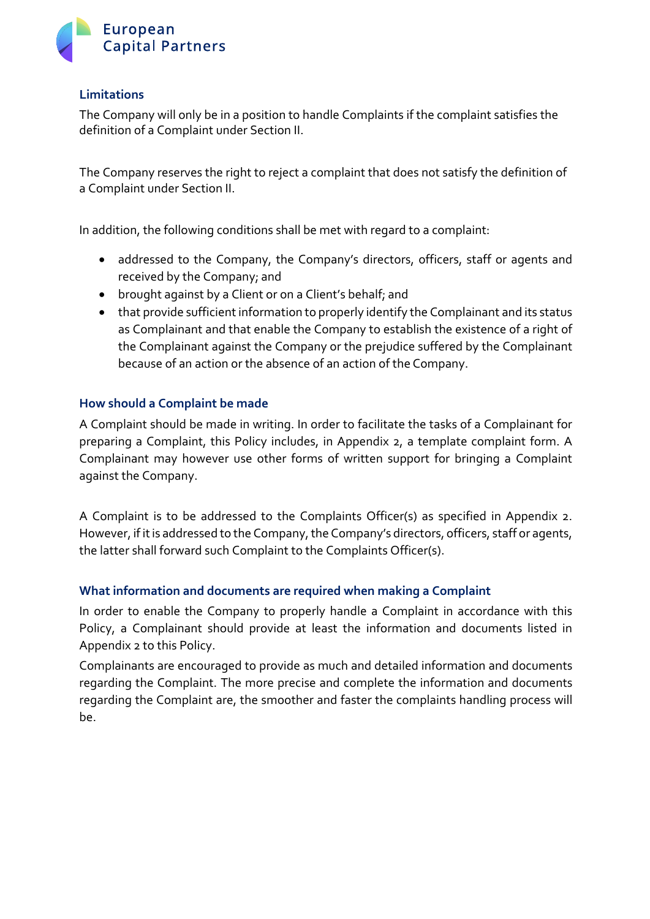### Limitations

The Company will only be in a position to handle Complaints if the complaint satisfies the definition of a Complaint under Section II.

The Company reserves the right to reject a complaint that does not satisfy the definition of a Complaint under Section II.

In addition, the following conditions shall be met with regard to a complaint:

- addressed to the Company, the Company's directors, officers, staff or agents and received by the Company; and
- brought against by a Client or on a Client's behalf; and
- that provide sufficient information to properly identify the Complainant and its status as Complainant and that enable the Company to establish the existence of a right of the Complainant against the Company or the prejudice suffered by the Complainant because of an action or the absence of an action of the Company.

### How should a Complaint be made

A Complaint should be made in writing. In order to facilitate the tasks of a Complainant for preparing a Complaint, this Policy includes, in Appendix 2, a template complaint form. A Complainant may however use other forms of written support for bringing a Complaint against the Company.

A Complaint is to be addressed to the Complaints Officer(s) as specified in Appendix 2. However, if it is addressed to the Company, the Company's directors, officers, staff or agents, the latter shall forward such Complaint to the Complaints Officer(s).

### What information and documents are required when making a Complaint

In order to enable the Company to properly handle a Complaint in accordance with this Policy, a Complainant should provide at least the information and documents listed in Appendix 2 to this Policy.

Complainants are encouraged to provide as much and detailed information and documents regarding the Complaint. The more precise and complete the information and documents regarding the Complaint are, the smoother and faster the complaints handling process will be.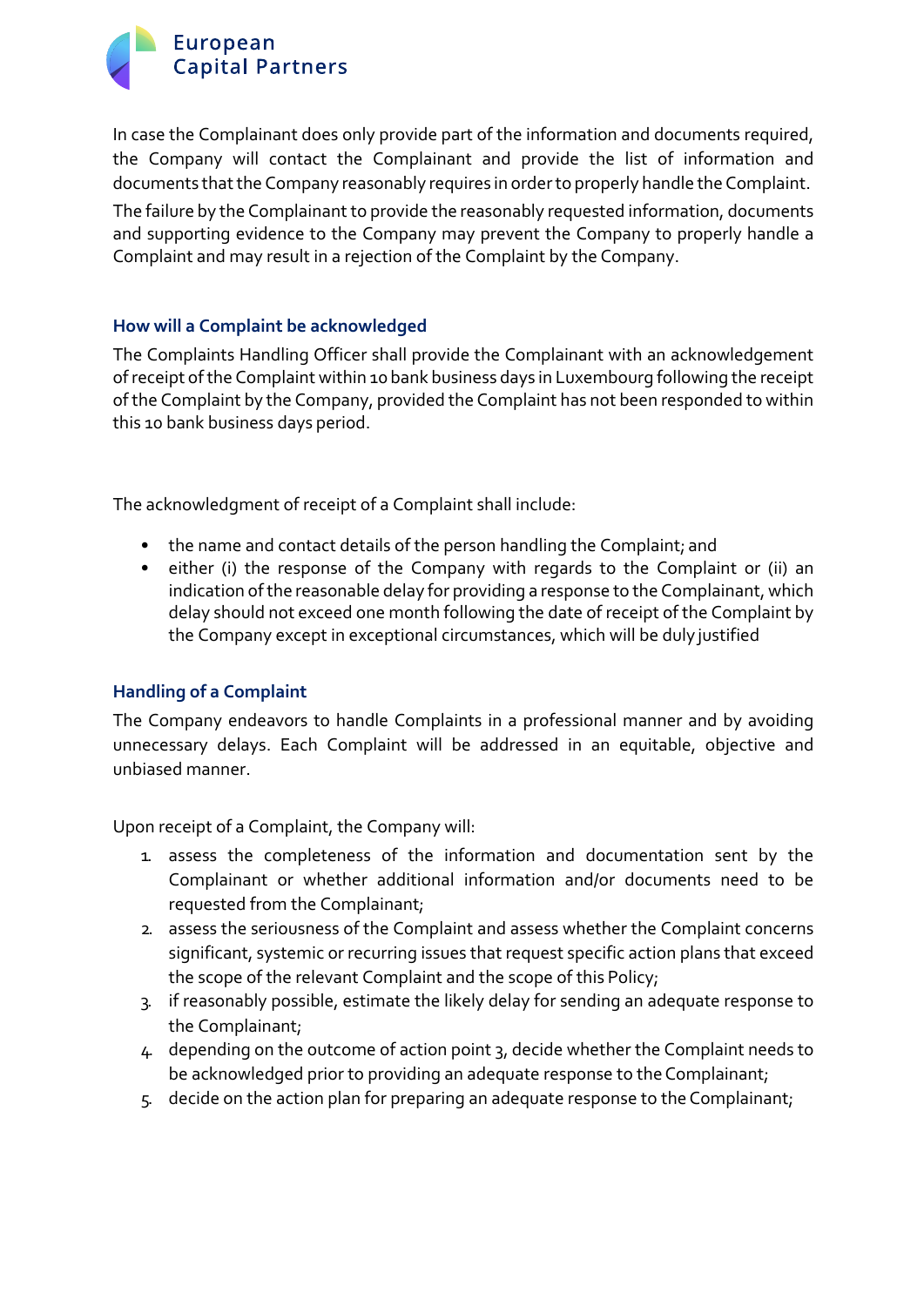In case the Complainant does only provide part of the information and documents required, the Company will contact the Complainant and provide the list of information and documents that the Company reasonably requires in order to properly handle the Complaint.

The failure by the Complainant to provide the reasonably requested information, documents and supporting evidence to the Company may prevent the Company to properly handle a Complaint and may result in a rejection of the Complaint by the Company.

### How will a Complaint be acknowledged

The Complaints Handling Officer shall provide the Complainant with an acknowledgement of receipt of the Complaint within 10 bank business days in Luxembourg following the receipt of the Complaint by the Company, provided the Complaint has not been responded to within this 10 bank business days period.

The acknowledgment of receipt of a Complaint shall include:

- the name and contact details of the person handling the Complaint; and
- either (i) the response of the Company with regards to the Complaint or (ii) an indication of the reasonable delay for providing a response to the Complainant, which delay should not exceed one month following the date of receipt of the Complaint by the Company except in exceptional circumstances, which will be duly justified

### Handling of a Complaint

The Company endeavors to handle Complaints in a professional manner and by avoiding unnecessary delays. Each Complaint will be addressed in an equitable, objective and unbiased manner.

Upon receipt of a Complaint, the Company will:

1. assess the completeness of the information and documentation sent by the Complainant or whether additional information and/or documents need to be requested from the Complainant;
2. assess the seriousness of the Complaint and assess whether the Complaint concerns significant, systemic or recurring issues that request specific action plans that exceed the scope of the relevant Complaint and the scope of this Policy;
3. if reasonably possible, estimate the likely delay for sending an adequate response to the Complainant;
4. depending on the outcome of action point 3, decide whether the Complaint needs to be acknowledged prior to providing an adequate response to the Complainant;
5. decide on the action plan for preparing an adequate response to the Complainant;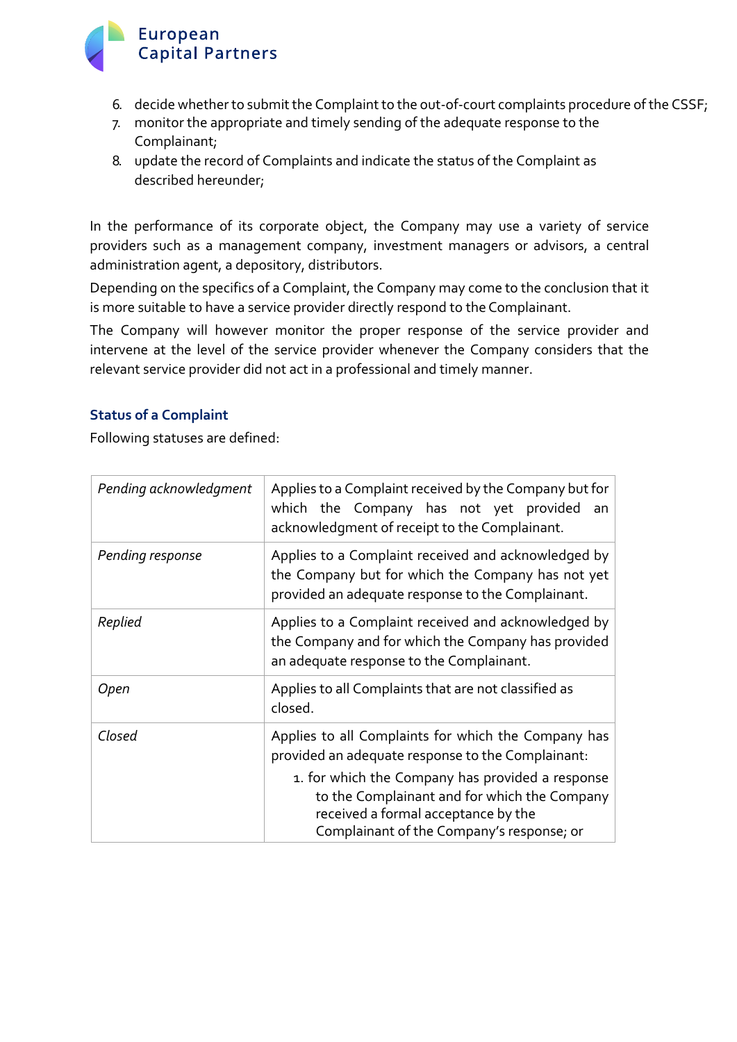6. decide whether to submit the Complaint to the out-of-court complaints procedure of the CSSF;
7. monitor the appropriate and timely sending of the adequate response to the Complainant;
8. update the record of Complaints and indicate the status of the Complaint as described hereunder;

In the performance of its corporate object, the Company may use a variety of service providers such as a management company, investment managers or advisors, a central administration agent, a depository, distributors.

Depending on the specifics of a Complaint, the Company may come to the conclusion that it is more suitable to have a service provider directly respond to the Complainant.

The Company will however monitor the proper response of the service provider and intervene at the level of the service provider whenever the Company considers that the relevant service provider did not act in a professional and timely manner.

### Status of a Complaint

Following statuses are defined:

| | |
|---|---|
| *Pending acknowledgment* | Applies to a Complaint received by the Company but for which the Company has not yet provided an acknowledgment of receipt to the Complainant. |
| *Pending response* | Applies to a Complaint received and acknowledged by the Company but for which the Company has not yet provided an adequate response to the Complainant. |
| *Replied* | Applies to a Complaint received and acknowledged by the Company and for which the Company has provided an adequate response to the Complainant. |
| *Open* | Applies to all Complaints that are not classified as closed. |
| *Closed* | Applies to all Complaints for which the Company has provided an adequate response to the Complainant: 1. for which the Company has provided a response to the Complainant and for which the Company received a formal acceptance by the Complainant of the Company's response; or |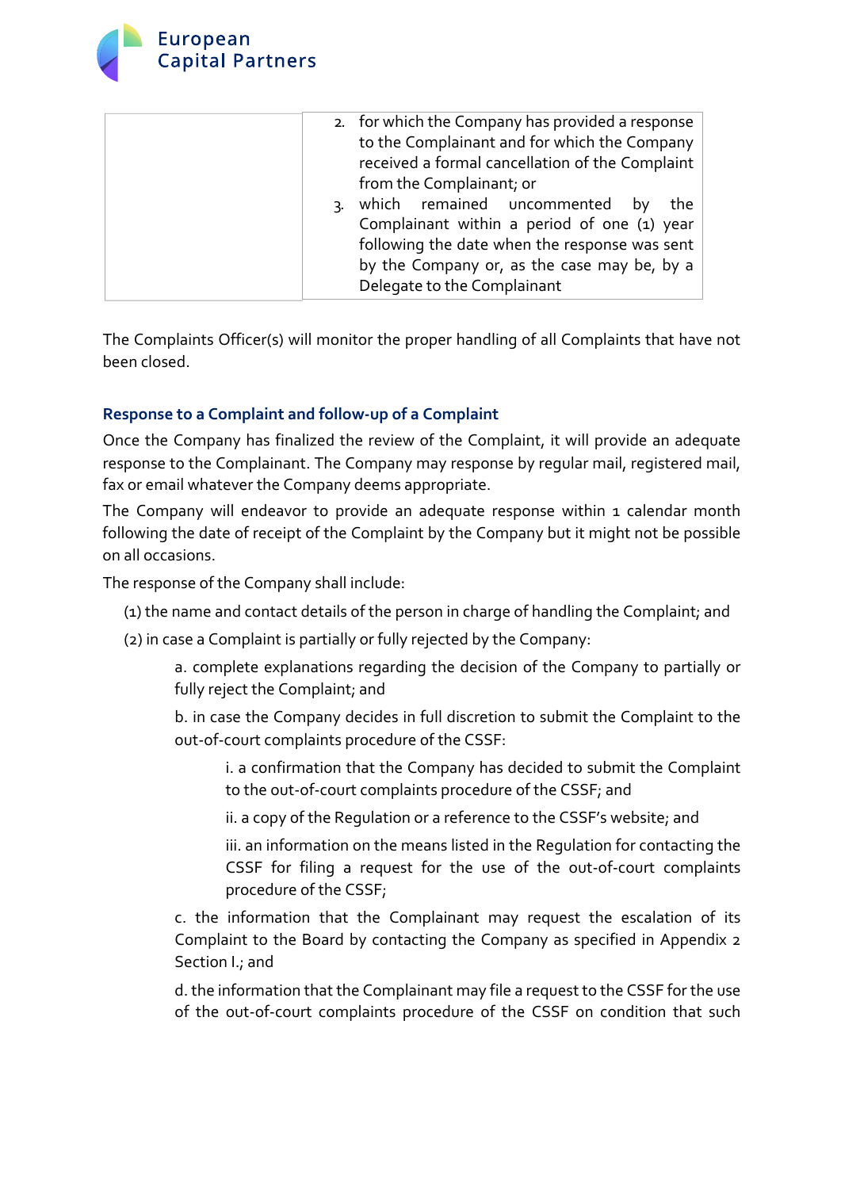| | 2. for which the Company has provided a response to the Complainant and for which the Company received a formal cancellation of the Complaint from the Complainant; or<br>3. which remained uncommented by the Complainant within a period of one (1) year following the date when the response was sent by the Company or, as the case may be, by a Delegate to the Complainant |
|---|---|

The Complaints Officer(s) will monitor the proper handling of all Complaints that have not been closed.

### Response to a Complaint and follow-up of a Complaint

Once the Company has finalized the review of the Complaint, it will provide an adequate response to the Complainant. The Company may response by regular mail, registered mail, fax or email whatever the Company deems appropriate.

The Company will endeavor to provide an adequate response within 1 calendar month following the date of receipt of the Complaint by the Company but it might not be possible on all occasions.

The response of the Company shall include:

(1) the name and contact details of the person in charge of handling the Complaint; and

(2) in case a Complaint is partially or fully rejected by the Company:

a. complete explanations regarding the decision of the Company to partially or fully reject the Complaint; and

b. in case the Company decides in full discretion to submit the Complaint to the out-of-court complaints procedure of the CSSF:

i. a confirmation that the Company has decided to submit the Complaint to the out-of-court complaints procedure of the CSSF; and

ii. a copy of the Regulation or a reference to the CSSF's website; and

iii. an information on the means listed in the Regulation for contacting the CSSF for filing a request for the use of the out-of-court complaints procedure of the CSSF;

c. the information that the Complainant may request the escalation of its Complaint to the Board by contacting the Company as specified in Appendix 2 Section I.; and

d. the information that the Complainant may file a request to the CSSF for the use of the out-of-court complaints procedure of the CSSF on condition that such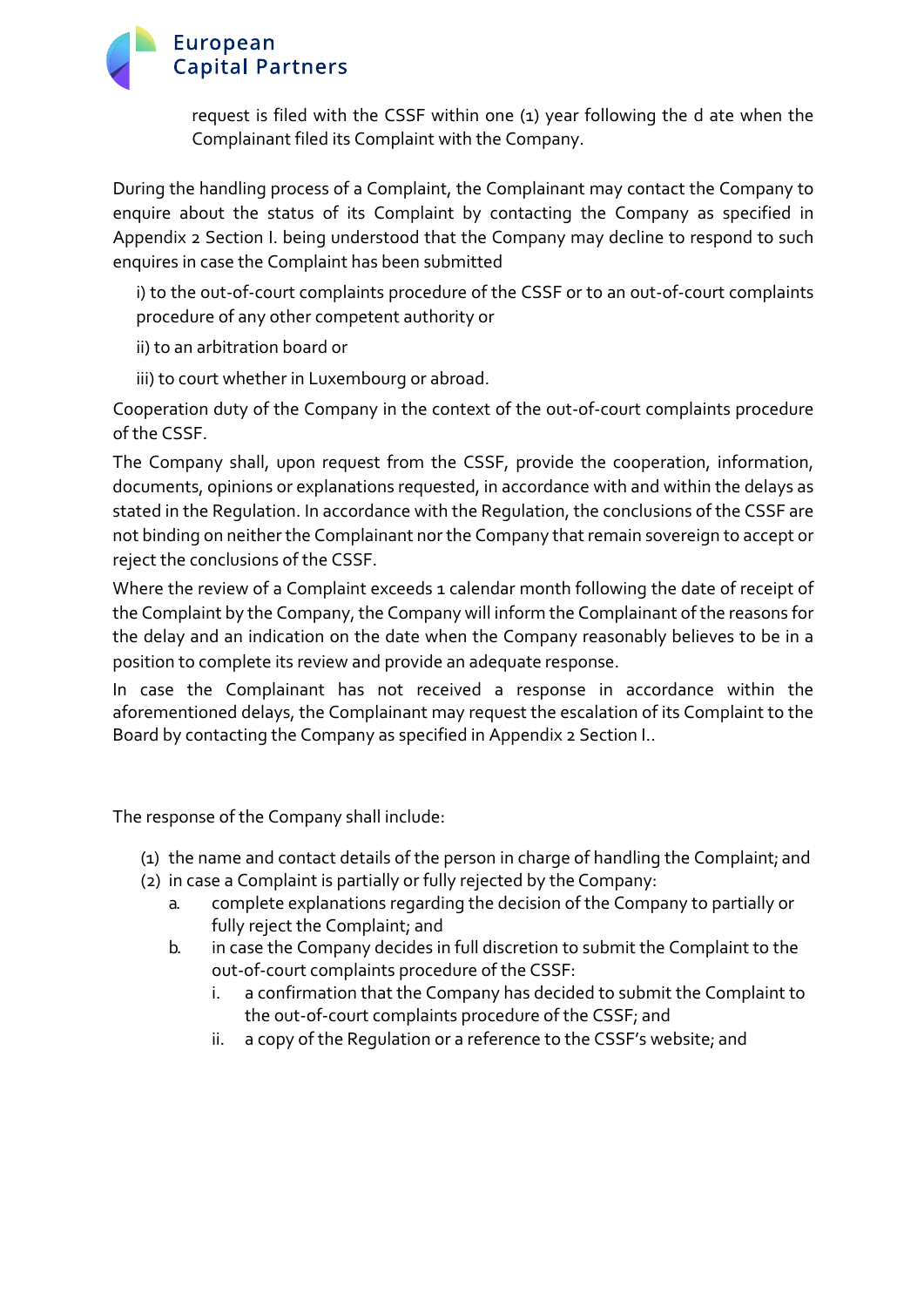request is filed with the CSSF within one (1) year following the d ate when the Complainant filed its Complaint with the Company.

During the handling process of a Complaint, the Complainant may contact the Company to enquire about the status of its Complaint by contacting the Company as specified in Appendix 2 Section I. being understood that the Company may decline to respond to such enquires in case the Complaint has been submitted

i) to the out-of-court complaints procedure of the CSSF or to an out-of-court complaints procedure of any other competent authority or

ii) to an arbitration board or

iii) to court whether in Luxembourg or abroad.

Cooperation duty of the Company in the context of the out-of-court complaints procedure of the CSSF.

The Company shall, upon request from the CSSF, provide the cooperation, information, documents, opinions or explanations requested, in accordance with and within the delays as stated in the Regulation. In accordance with the Regulation, the conclusions of the CSSF are not binding on neither the Complainant nor the Company that remain sovereign to accept or reject the conclusions of the CSSF.

Where the review of a Complaint exceeds 1 calendar month following the date of receipt of the Complaint by the Company, the Company will inform the Complainant of the reasons for the delay and an indication on the date when the Company reasonably believes to be in a position to complete its review and provide an adequate response.

In case the Complainant has not received a response in accordance within the aforementioned delays, the Complainant may request the escalation of its Complaint to the Board by contacting the Company as specified in Appendix 2 Section I..

The response of the Company shall include:

(1) the name and contact details of the person in charge of handling the Complaint; and
(2) in case a Complaint is partially or fully rejected by the Company:
    a. complete explanations regarding the decision of the Company to partially or fully reject the Complaint; and
    b. in case the Company decides in full discretion to submit the Complaint to the out-of-court complaints procedure of the CSSF:
        i. a confirmation that the Company has decided to submit the Complaint to the out-of-court complaints procedure of the CSSF; and
        ii. a copy of the Regulation or a reference to the CSSF's website; and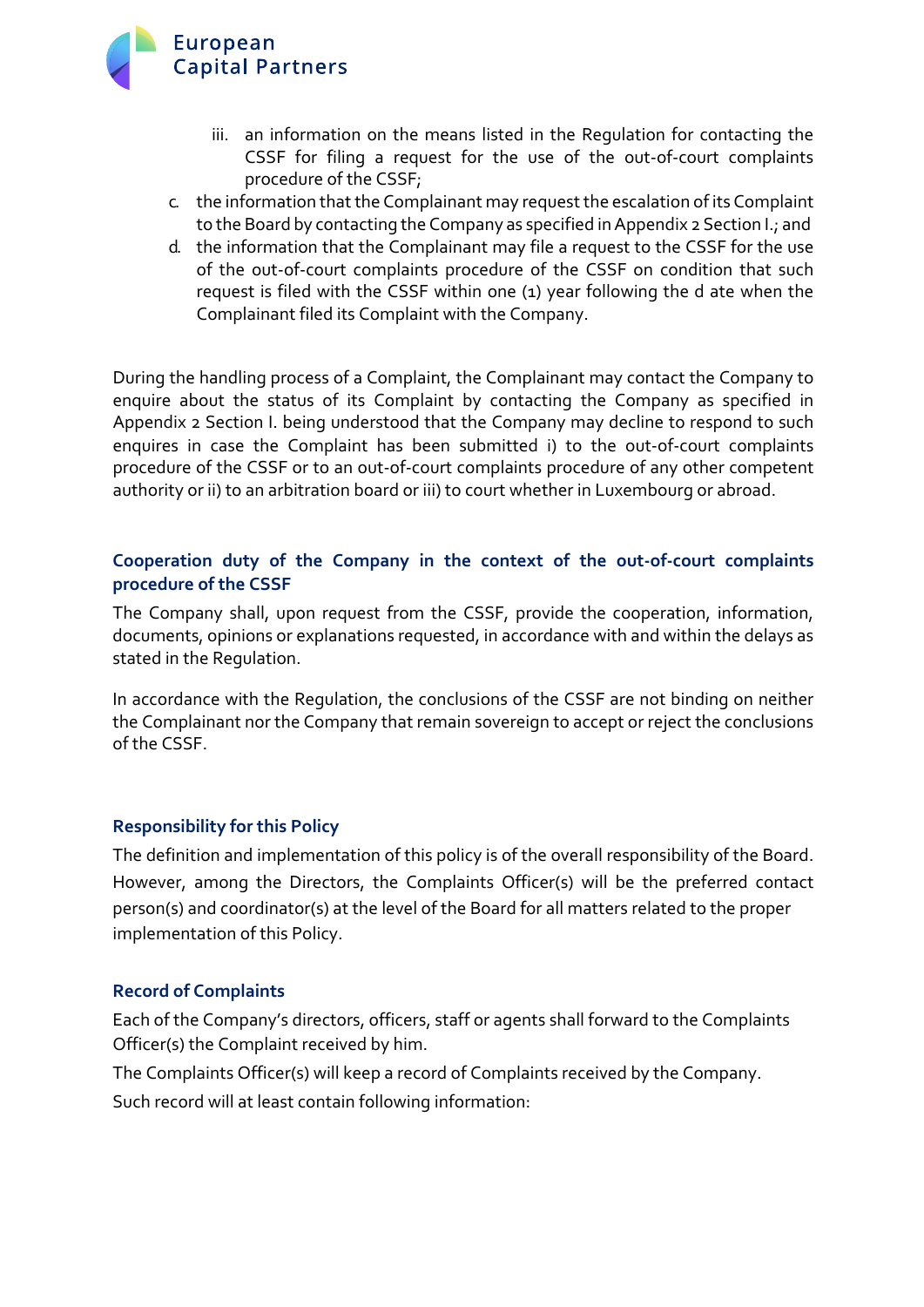iii. an information on the means listed in the Regulation for contacting the CSSF for filing a request for the use of the out-of-court complaints procedure of the CSSF;

c. the information that the Complainant may request the escalation of its Complaint to the Board by contacting the Company as specified in Appendix 2 Section I.; and
d. the information that the Complainant may file a request to the CSSF for the use of the out-of-court complaints procedure of the CSSF on condition that such request is filed with the CSSF within one (1) year following the d ate when the Complainant filed its Complaint with the Company.

During the handling process of a Complaint, the Complainant may contact the Company to enquire about the status of its Complaint by contacting the Company as specified in Appendix 2 Section I. being understood that the Company may decline to respond to such enquires in case the Complaint has been submitted i) to the out-of-court complaints procedure of the CSSF or to an out-of-court complaints procedure of any other competent authority or ii) to an arbitration board or iii) to court whether in Luxembourg or abroad.

### Cooperation duty of the Company in the context of the out-of-court complaints procedure of the CSSF

The Company shall, upon request from the CSSF, provide the cooperation, information, documents, opinions or explanations requested, in accordance with and within the delays as stated in the Regulation.

In accordance with the Regulation, the conclusions of the CSSF are not binding on neither the Complainant nor the Company that remain sovereign to accept or reject the conclusions of the CSSF.

### Responsibility for this Policy

The definition and implementation of this policy is of the overall responsibility of the Board. However, among the Directors, the Complaints Officer(s) will be the preferred contact person(s) and coordinator(s) at the level of the Board for all matters related to the proper implementation of this Policy.

### Record of Complaints

Each of the Company's directors, officers, staff or agents shall forward to the Complaints Officer(s) the Complaint received by him.

The Complaints Officer(s) will keep a record of Complaints received by the Company.

Such record will at least contain following information: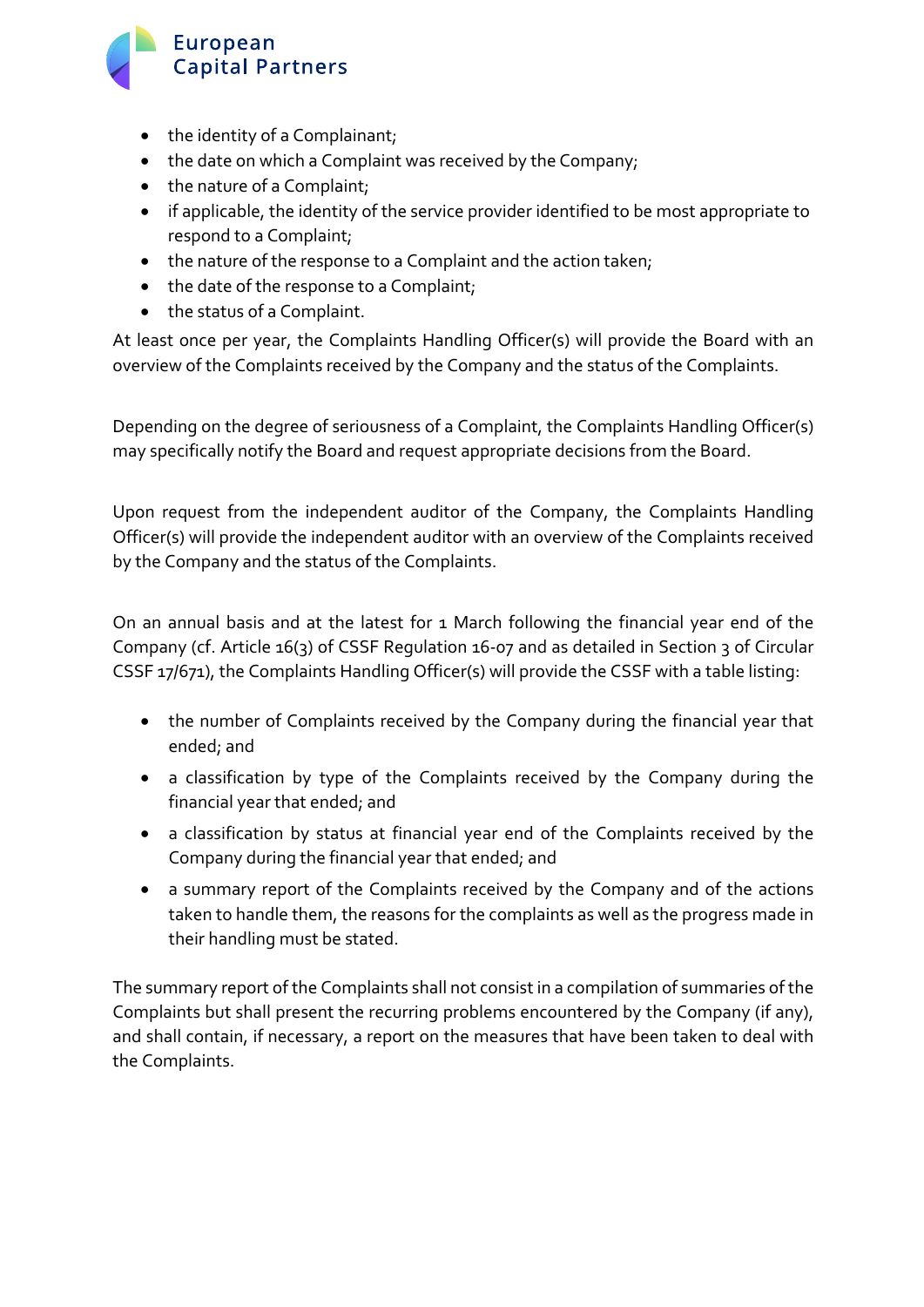- the identity of a Complainant;
- the date on which a Complaint was received by the Company;
- the nature of a Complaint;
- if applicable, the identity of the service provider identified to be most appropriate to respond to a Complaint;
- the nature of the response to a Complaint and the action taken;
- the date of the response to a Complaint;
- the status of a Complaint.

At least once per year, the Complaints Handling Officer(s) will provide the Board with an overview of the Complaints received by the Company and the status of the Complaints.

Depending on the degree of seriousness of a Complaint, the Complaints Handling Officer(s) may specifically notify the Board and request appropriate decisions from the Board.

Upon request from the independent auditor of the Company, the Complaints Handling Officer(s) will provide the independent auditor with an overview of the Complaints received by the Company and the status of the Complaints.

On an annual basis and at the latest for 1 March following the financial year end of the Company (cf. Article 16(3) of CSSF Regulation 16-07 and as detailed in Section 3 of Circular CSSF 17/671), the Complaints Handling Officer(s) will provide the CSSF with a table listing:

- the number of Complaints received by the Company during the financial year that ended; and
- a classification by type of the Complaints received by the Company during the financial year that ended; and
- a classification by status at financial year end of the Complaints received by the Company during the financial year that ended; and
- a summary report of the Complaints received by the Company and of the actions taken to handle them, the reasons for the complaints as well as the progress made in their handling must be stated.

The summary report of the Complaints shall not consist in a compilation of summaries of the Complaints but shall present the recurring problems encountered by the Company (if any), and shall contain, if necessary, a report on the measures that have been taken to deal with the Complaints.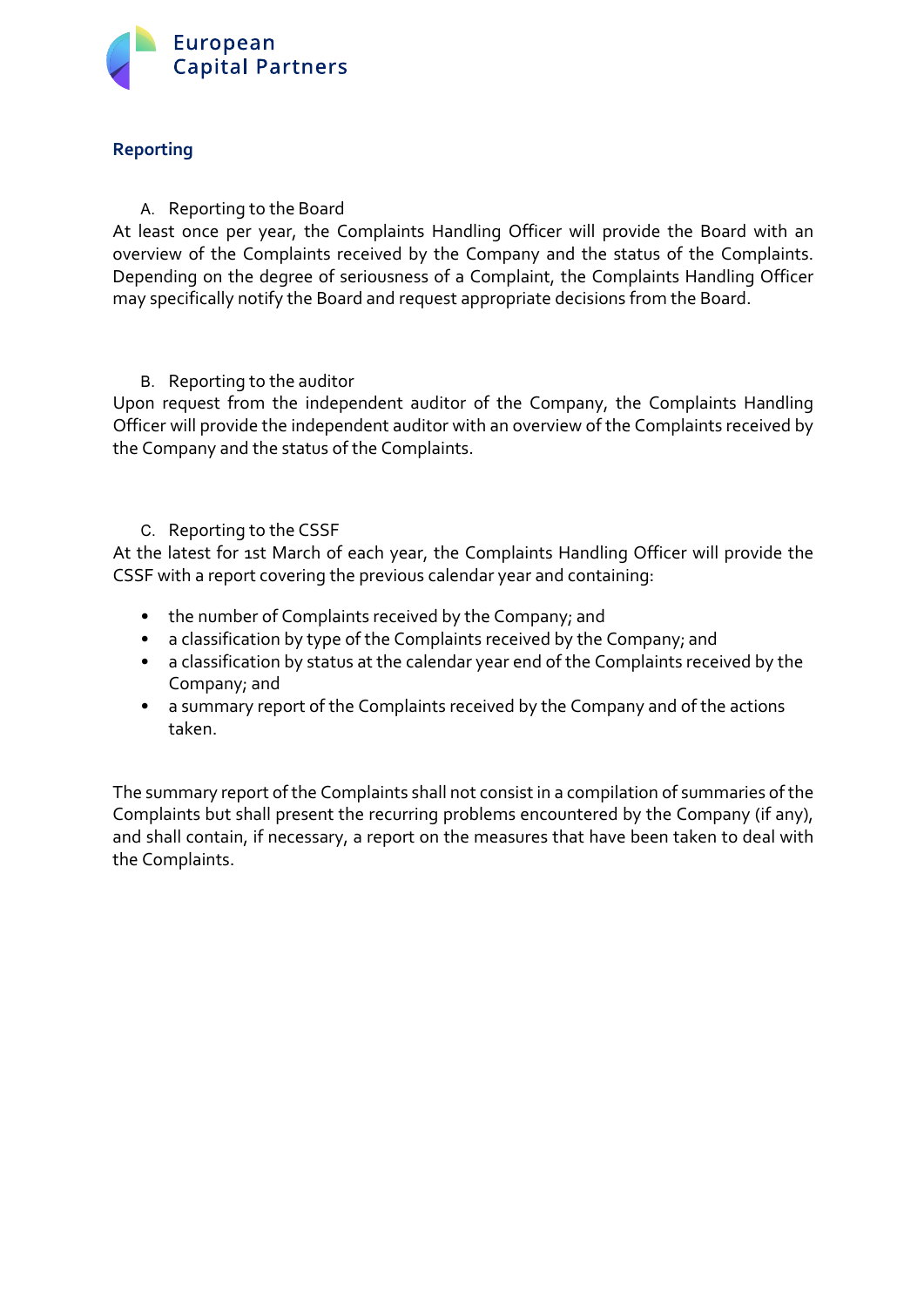## Reporting

A. Reporting to the Board

At least once per year, the Complaints Handling Officer will provide the Board with an overview of the Complaints received by the Company and the status of the Complaints. Depending on the degree of seriousness of a Complaint, the Complaints Handling Officer may specifically notify the Board and request appropriate decisions from the Board.

B. Reporting to the auditor

Upon request from the independent auditor of the Company, the Complaints Handling Officer will provide the independent auditor with an overview of the Complaints received by the Company and the status of the Complaints.

C. Reporting to the CSSF

At the latest for 1st March of each year, the Complaints Handling Officer will provide the CSSF with a report covering the previous calendar year and containing:

- the number of Complaints received by the Company; and
- a classification by type of the Complaints received by the Company; and
- a classification by status at the calendar year end of the Complaints received by the Company; and
- a summary report of the Complaints received by the Company and of the actions taken.

The summary report of the Complaints shall not consist in a compilation of summaries of the Complaints but shall present the recurring problems encountered by the Company (if any), and shall contain, if necessary, a report on the measures that have been taken to deal with the Complaints.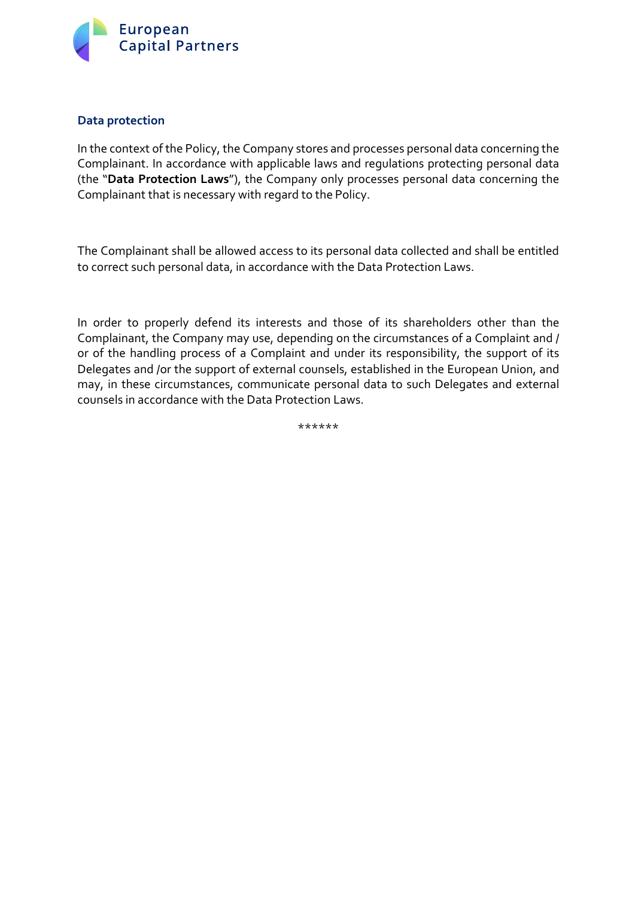## Data protection

In the context of the Policy, the Company stores and processes personal data concerning the Complainant. In accordance with applicable laws and regulations protecting personal data (the "**Data Protection Laws**"), the Company only processes personal data concerning the Complainant that is necessary with regard to the Policy.

The Complainant shall be allowed access to its personal data collected and shall be entitled to correct such personal data, in accordance with the Data Protection Laws.

In order to properly defend its interests and those of its shareholders other than the Complainant, the Company may use, depending on the circumstances of a Complaint and / or of the handling process of a Complaint and under its responsibility, the support of its Delegates and /or the support of external counsels, established in the European Union, and may, in these circumstances, communicate personal data to such Delegates and external counsels in accordance with the Data Protection Laws.

******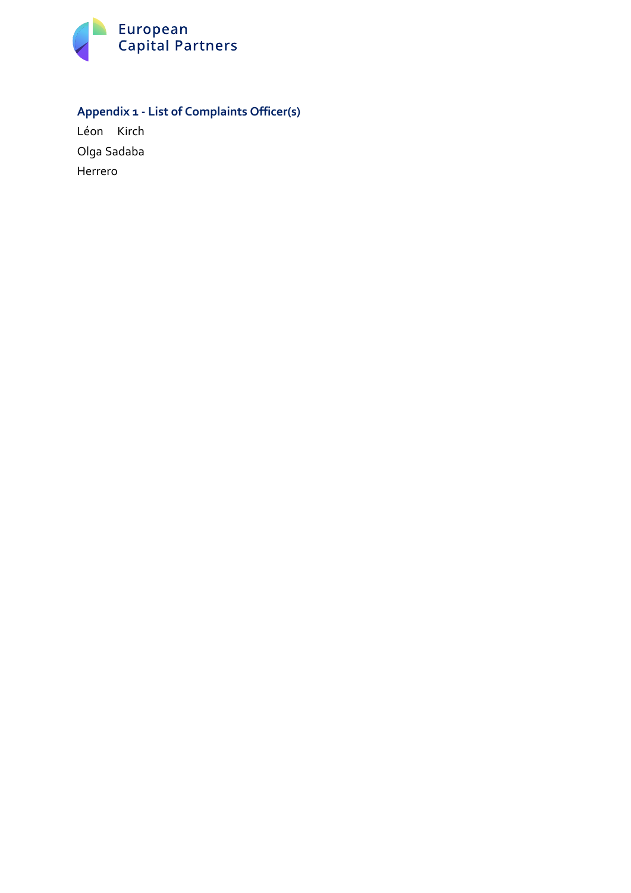## Appendix 1 - List of Complaints Officer(s)

Léon Kirch

Olga Sadaba

Herrero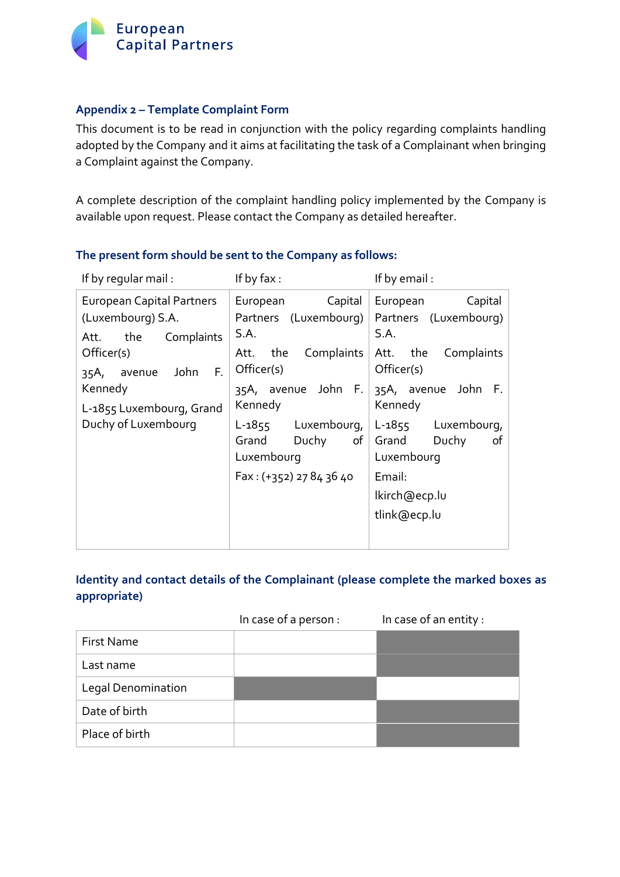## Appendix 2 – Template Complaint Form

This document is to be read in conjunction with the policy regarding complaints handling adopted by the Company and it aims at facilitating the task of a Complainant when bringing a Complaint against the Company.

A complete description of the complaint handling policy implemented by the Company is available upon request. Please contact the Company as detailed hereafter.

### The present form should be sent to the Company as follows:

| If by regular mail : | If by fax : | If by email : |
|---|---|---|
| European Capital Partners (Luxembourg) S.A.<br>Att. the Complaints Officer(s)<br>35A, avenue John F. Kennedy<br>L-1855 Luxembourg, Grand Duchy of Luxembourg | European Capital Partners (Luxembourg) S.A.<br>Att. the Complaints Officer(s)<br>35A, avenue John F. Kennedy<br>L-1855 Luxembourg, Grand Duchy of Luxembourg<br>Fax : (+352) 27 84 36 40 | European Capital Partners (Luxembourg) S.A.<br>Att. the Complaints Officer(s)<br>35A, avenue John F. Kennedy<br>L-1855 Luxembourg, Grand Duchy of Luxembourg<br>Email:<br>lkirch@ecp.lu<br>tlink@ecp.lu |

### Identity and contact details of the Complainant (please complete the marked boxes as appropriate)

| | In case of a person : | In case of an entity : |
|---|---|---|
| First Name | | |
| Last name | | |
| Legal Denomination | | |
| Date of birth | | |
| Place of birth | | |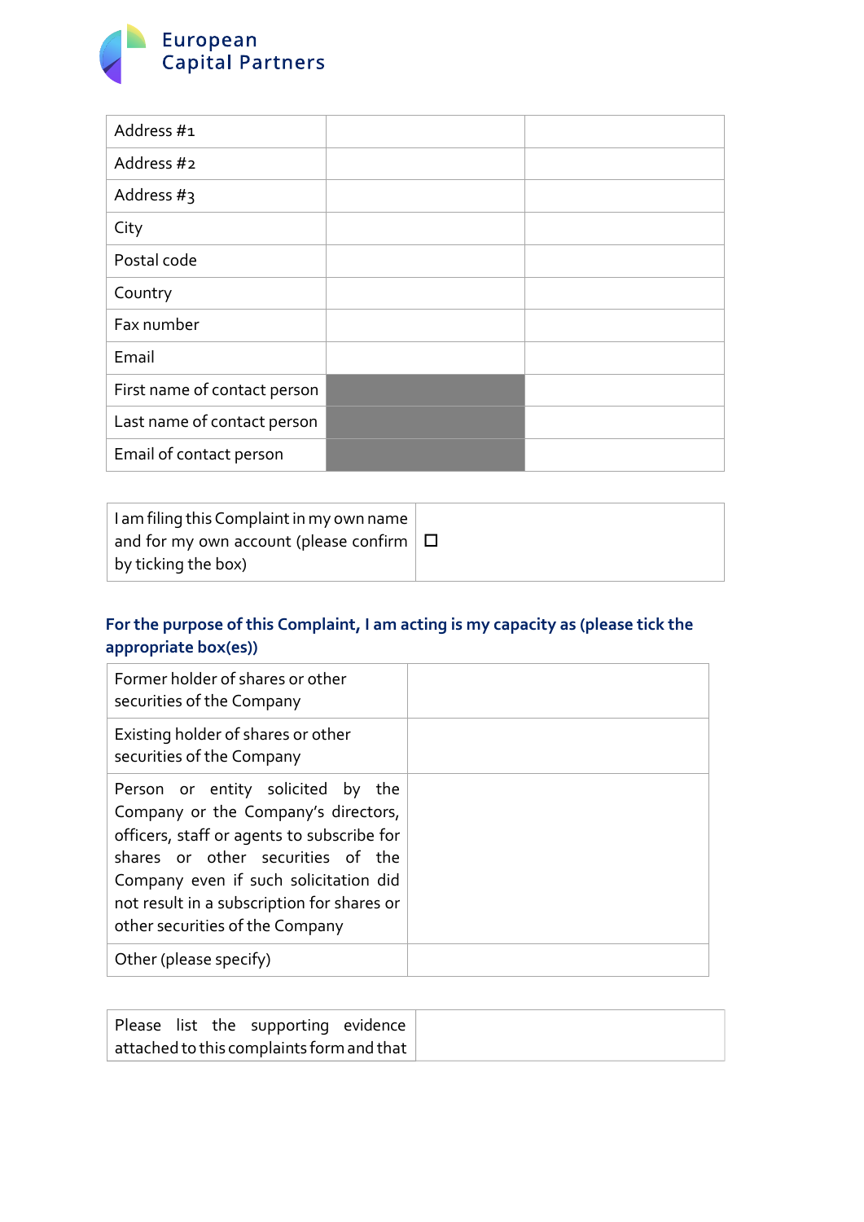| Address #1 | | |
|---|---|---|
| Address #2 | | |
| Address #3 | | |
| City | | |
| Postal code | | |
| Country | | |
| Fax number | | |
| Email | | |
| First name of contact person | | |
| Last name of contact person | | |
| Email of contact person | | |

| I am filing this Complaint in my own name and for my own account (please confirm by ticking the box) | ☐ |
|---|---|

**For the purpose of this Complaint, I am acting is my capacity as (please tick the appropriate box(es))**

| Former holder of shares or other securities of the Company | |
|---|---|
| Existing holder of shares or other securities of the Company | |
| Person or entity solicited by the Company or the Company's directors, officers, staff or agents to subscribe for shares or other securities of the Company even if such solicitation did not result in a subscription for shares or other securities of the Company | |
| Other (please specify) | |

| Please list the supporting evidence attached to this complaints form and that | |
|---|---|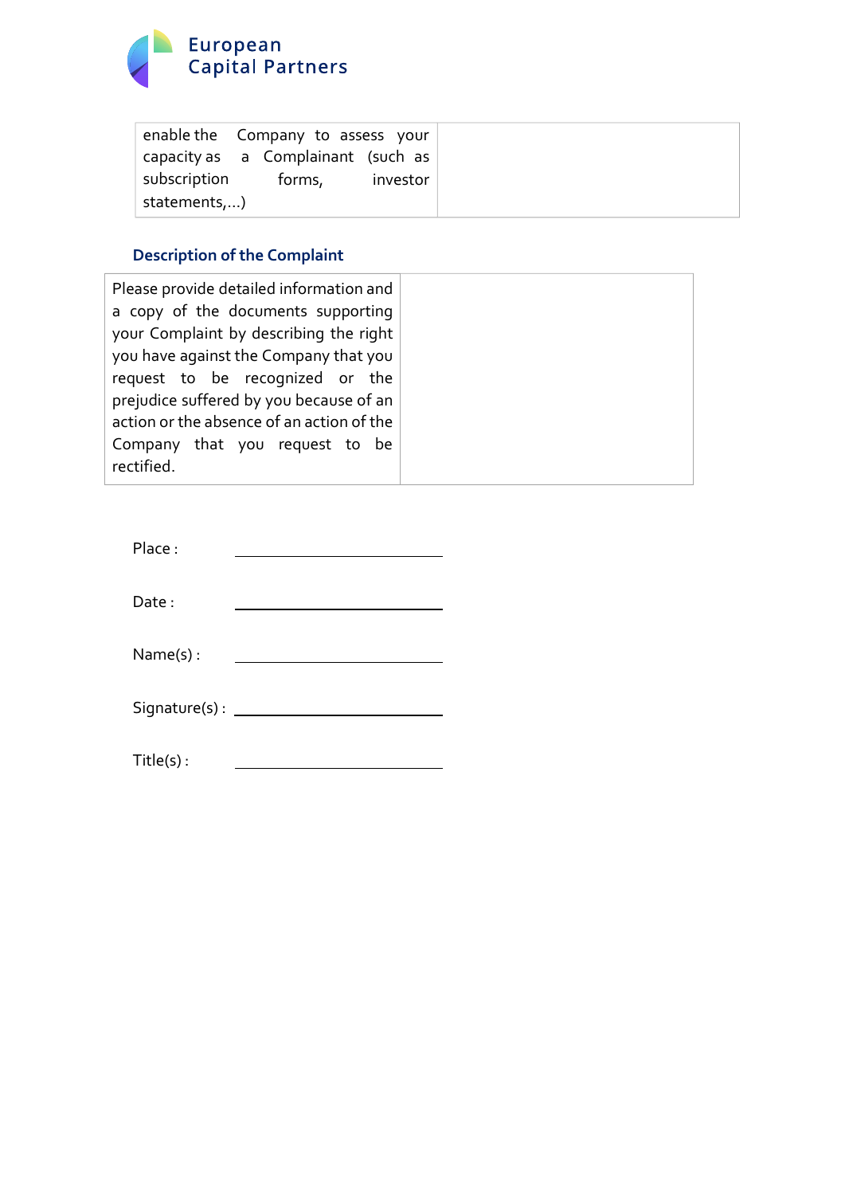| | |
|---|---|
| enable the Company to assess your capacity as a Complainant (such as subscription forms, investor statements,...) | |

### Description of the Complaint

| | |
|---|---|
| Please provide detailed information and a copy of the documents supporting your Complaint by describing the right you have against the Company that you request to be recognized or the prejudice suffered by you because of an action or the absence of an action of the Company that you request to be rectified. | |

Place : ____________________

Date : ____________________

Name(s) : ____________________

Signature(s) : ____________________

Title(s) : ____________________